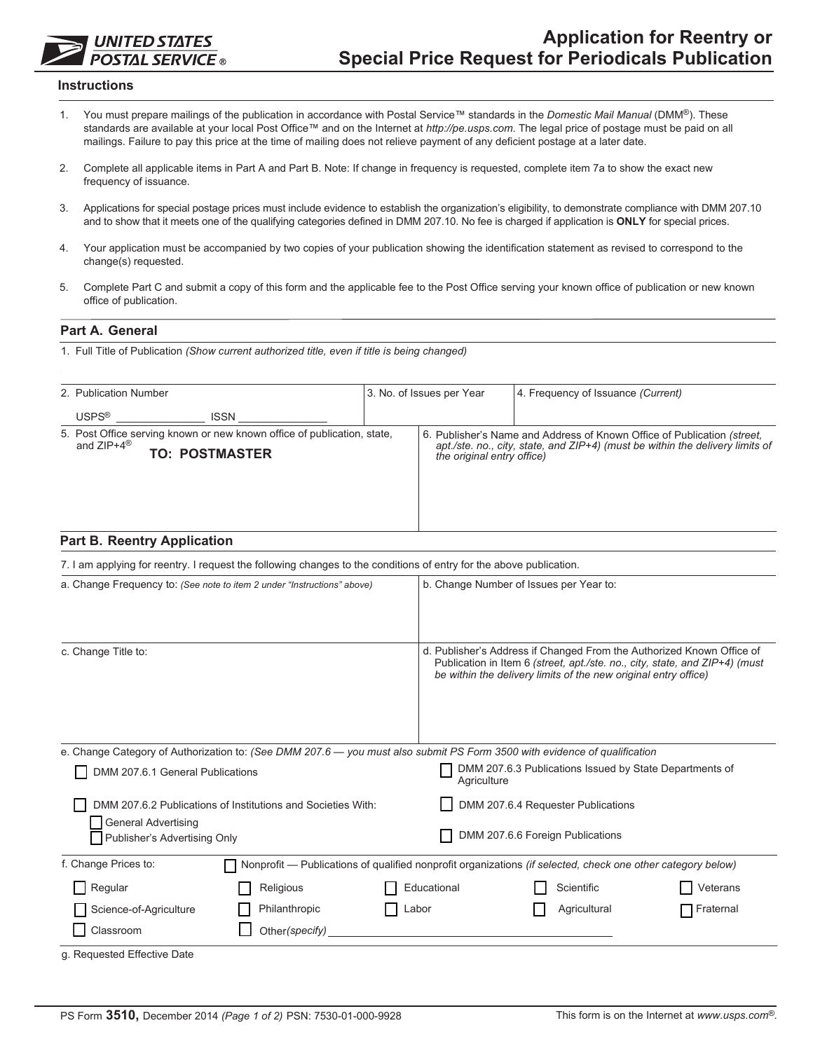# Application for Reentry or Special Price Request for Periodicals Publication

UNITED STATES POSTAL SERVICE®

## Instructions

1. You must prepare mailings of the publication in accordance with Postal Service™ standards in the *Domestic Mail Manual* (DMM®). These standards are available at your local Post Office™ and on the Internet at *http://pe.usps.com*. The legal price of postage must be paid on all mailings. Failure to pay this price at the time of mailing does not relieve payment of any deficient postage at a later date.
2. Complete all applicable items in Part A and Part B. Note: If change in frequency is requested, complete item 7a to show the exact new frequency of issuance.
3. Applications for special postage prices must include evidence to establish the organization's eligibility, to demonstrate compliance with DMM 207.10 and to show that it meets one of the qualifying categories defined in DMM 207.10. No fee is charged if application is **ONLY** for special prices.
4. Your application must be accompanied by two copies of your publication showing the identification statement as revised to correspond to the change(s) requested.
5. Complete Part C and submit a copy of this form and the applicable fee to the Post Office serving your known office of publication or new known office of publication.

## Part A. General

1. Full Title of Publication *(Show current authorized title, even if title is being changed)*

| 2. Publication Number<br>USPS® _______________ ISSN _______________ | 3. No. of Issues per Year | 4. Frequency of Issuance *(Current)* |
|---|---|---|

| 5. Post Office serving known or new known office of publication, state, and ZIP+4®<br>**TO: POSTMASTER** | 6. Publisher's Name and Address of Known Office of Publication *(street, apt./ste. no., city, state, and ZIP+4) (must be within the delivery limits of the original entry office)* |
|---|---|

## Part B. Reentry Application

7. I am applying for reentry. I request the following changes to the conditions of entry for the above publication.

| a. Change Frequency to: *(See note to item 2 under "Instructions" above)* | b. Change Number of Issues per Year to: |
|---|---|
| c. Change Title to: | d. Publisher's Address if Changed From the Authorized Known Office of Publication in Item 6 *(street, apt./ste. no., city, state, and ZIP+4) (must be within the delivery limits of the new original entry office)* |

e. Change Category of Authorization to: *(See DMM 207.6 — you must also submit PS Form 3500 with evidence of qualification*

- ☐ DMM 207.6.1 General Publications
- ☐ DMM 207.6.2 Publications of Institutions and Societies With:
  - ☐ General Advertising
  - ☐ Publisher's Advertising Only
- ☐ DMM 207.6.3 Publications Issued by State Departments of Agriculture
- ☐ DMM 207.6.4 Requester Publications
- ☐ DMM 207.6.6 Foreign Publications

f. Change Prices to: ☐ Nonprofit — Publications of qualified nonprofit organizations *(if selected, check one other category below)*

| | | | | |
|---|---|---|---|---|
| ☐ Regular | ☐ Religious | ☐ Educational | ☐ Scientific | ☐ Veterans |
| ☐ Science-of-Agriculture | ☐ Philanthropic | ☐ Labor | ☐ Agricultural | ☐ Fraternal |
| ☐ Classroom | ☐ Other*(specify)* ______________________ | | | |

g. Requested Effective Date

PS Form **3510,** December 2014 *(Page 1 of 2)* PSN: 7530-01-000-9928 — This form is on the Internet at *www.usps.com*®.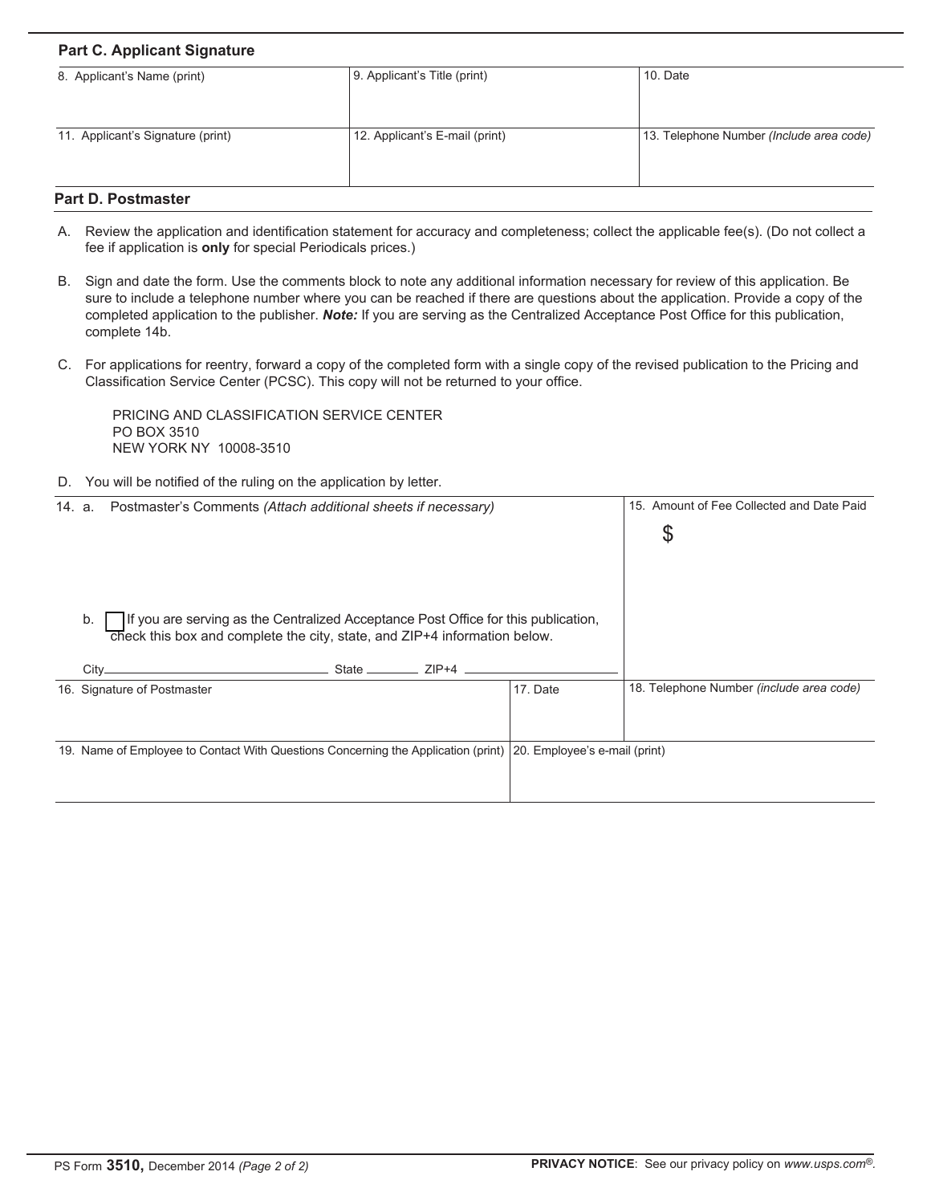## Part C. Applicant Signature

| | | |
|---|---|---|
| 8. Applicant's Name (print) | 9. Applicant's Title (print) | 10. Date |
| 11. Applicant's Signature (print) | 12. Applicant's E-mail (print) | 13. Telephone Number *(Include area code)* |

## Part D. Postmaster

A. Review the application and identification statement for accuracy and completeness; collect the applicable fee(s). (Do not collect a fee if application is **only** for special Periodicals prices.)

B. Sign and date the form. Use the comments block to note any additional information necessary for review of this application. Be sure to include a telephone number where you can be reached if there are questions about the application. Provide a copy of the completed application to the publisher. ***Note:*** If you are serving as the Centralized Acceptance Post Office for this publication, complete 14b.

C. For applications for reentry, forward a copy of the completed form with a single copy of the revised publication to the Pricing and Classification Service Center (PCSC). This copy will not be returned to your office.

PRICING AND CLASSIFICATION SERVICE CENTER
PO BOX 3510
NEW YORK NY 10008-3510

D. You will be notified of the ruling on the application by letter.

| | | |
|---|---|---|
| 14. a. Postmaster's Comments *(Attach additional sheets if necessary)*<br><br>b. ☐ If you are serving as the Centralized Acceptance Post Office for this publication, check this box and complete the city, state, and ZIP+4 information below.<br><br>City_______________ State ________ ZIP+4 ____________ | | 15. Amount of Fee Collected and Date Paid<br>$ |
| 16. Signature of Postmaster | 17. Date | 18. Telephone Number *(include area code)* |
| 19. Name of Employee to Contact With Questions Concerning the Application (print) | 20. Employee's e-mail (print) | |

PS Form **3510,** December 2014 *(Page 2 of 2)*

**PRIVACY NOTICE**: See our privacy policy on *www.usps.com*®.